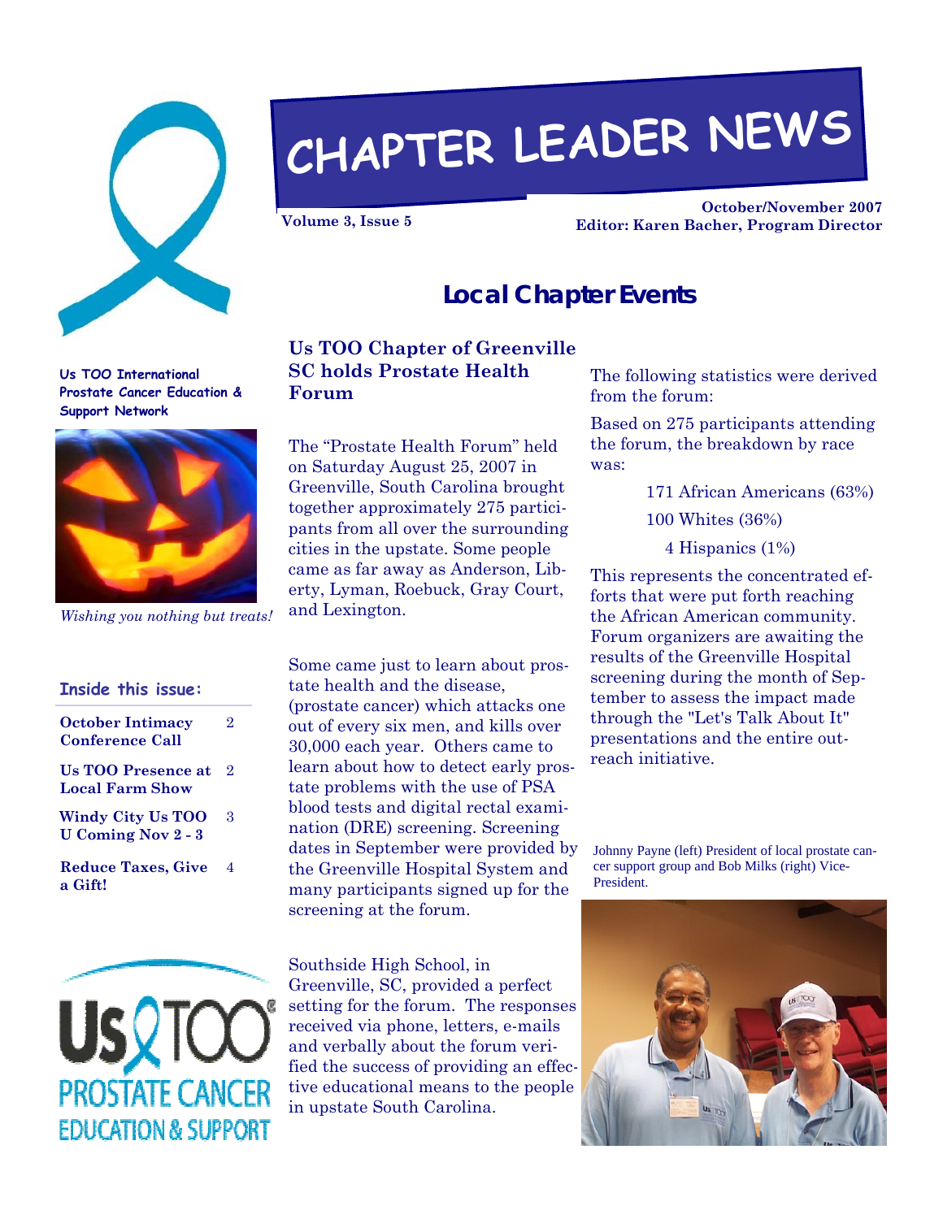# CHAPTER LEADER NEWS

**Volume 3, Issue 5**

**October/November 2007**
**Editor: Karen Bacher, Program Director**

**Us TOO International Prostate Cancer Education & Support Network**

*Wishing you nothing but treats!*

**Inside this issue:**

| | |
|---|---|
| **October Intimacy Conference Call** | 2 |
| **Us TOO Presence at Local Farm Show** | 2 |
| **Windy City Us TOO U Coming Nov 2 - 3** | 3 |
| **Reduce Taxes, Give a Gift!** | 4 |

## Local Chapter Events

### Us TOO Chapter of Greenville SC holds Prostate Health Forum

The "Prostate Health Forum" held on Saturday August 25, 2007 in Greenville, South Carolina brought together approximately 275 participants from all over the surrounding cities in the upstate. Some people came as far away as Anderson, Liberty, Lyman, Roebuck, Gray Court, and Lexington.

Some came just to learn about prostate health and the disease, (prostate cancer) which attacks one out of every six men, and kills over 30,000 each year. Others came to learn about how to detect early prostate problems with the use of PSA blood tests and digital rectal examination (DRE) screening. Screening dates in September were provided by the Greenville Hospital System and many participants signed up for the screening at the forum.

Southside High School, in Greenville, SC, provided a perfect setting for the forum. The responses received via phone, letters, e-mails and verbally about the forum verified the success of providing an effective educational means to the people in upstate South Carolina.

The following statistics were derived from the forum:

Based on 275 participants attending the forum, the breakdown by race was:

171 African Americans (63%)
100 Whites (36%)
4 Hispanics (1%)

This represents the concentrated efforts that were put forth reaching the African American community. Forum organizers are awaiting the results of the Greenville Hospital screening during the month of September to assess the impact made through the "Let's Talk About It" presentations and the entire outreach initiative.

Johnny Payne (left) President of local prostate cancer support group and Bob Milks (right) Vice-President.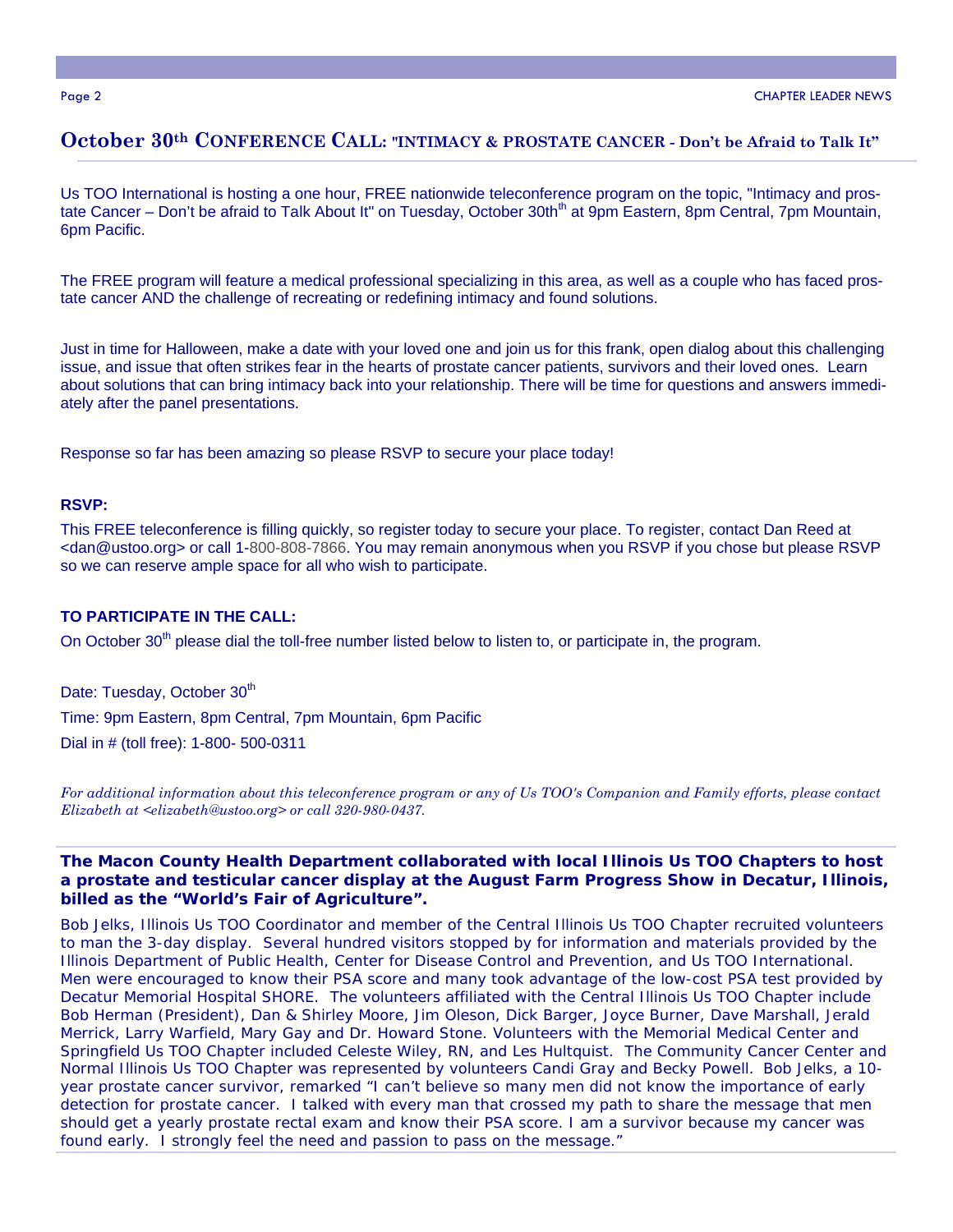## October 30th CONFERENCE CALL: "INTIMACY & PROSTATE CANCER - Don't be Afraid to Talk It"

Us TOO International is hosting a one hour, FREE nationwide teleconference program on the topic, "Intimacy and prostate Cancer – Don't be afraid to Talk About It" on Tuesday, October 30th at 9pm Eastern, 8pm Central, 7pm Mountain, 6pm Pacific.

The FREE program will feature a medical professional specializing in this area, as well as a couple who has faced prostate cancer AND the challenge of recreating or redefining intimacy and found solutions.

Just in time for Halloween, make a date with your loved one and join us for this frank, open dialog about this challenging issue, and issue that often strikes fear in the hearts of prostate cancer patients, survivors and their loved ones. Learn about solutions that can bring intimacy back into your relationship. There will be time for questions and answers immediately after the panel presentations.

Response so far has been amazing so please RSVP to secure your place today!

**RSVP:**

This FREE teleconference is filling quickly, so register today to secure your place. To register, contact Dan Reed at <dan@ustoo.org> or call 1-800-808-7866. You may remain anonymous when you RSVP if you chose but please RSVP so we can reserve ample space for all who wish to participate.

**TO PARTICIPATE IN THE CALL:**

On October 30th please dial the toll-free number listed below to listen to, or participate in, the program.

Date: Tuesday, October 30th

Time: 9pm Eastern, 8pm Central, 7pm Mountain, 6pm Pacific

Dial in # (toll free): 1-800- 500-0311

*For additional information about this teleconference program or any of Us TOO's Companion and Family efforts, please contact Elizabeth at <elizabeth@ustoo.org> or call 320-980-0437.*

**The Macon County Health Department collaborated with local Illinois Us TOO Chapters to host a prostate and testicular cancer display at the August Farm Progress Show in Decatur, Illinois, billed as the "World's Fair of Agriculture".**

Bob Jelks, Illinois Us TOO Coordinator and member of the Central Illinois Us TOO Chapter recruited volunteers to man the 3-day display. Several hundred visitors stopped by for information and materials provided by the Illinois Department of Public Health, Center for Disease Control and Prevention, and Us TOO International. Men were encouraged to know their PSA score and many took advantage of the low-cost PSA test provided by Decatur Memorial Hospital SHORE. The volunteers affiliated with the Central Illinois Us TOO Chapter include Bob Herman (President), Dan & Shirley Moore, Jim Oleson, Dick Barger, Joyce Burner, Dave Marshall, Jerald Merrick, Larry Warfield, Mary Gay and Dr. Howard Stone. Volunteers with the Memorial Medical Center and Springfield Us TOO Chapter included Celeste Wiley, RN, and Les Hultquist. The Community Cancer Center and Normal Illinois Us TOO Chapter was represented by volunteers Candi Gray and Becky Powell. Bob Jelks, a 10-year prostate cancer survivor, remarked "I can't believe so many men did not know the importance of early detection for prostate cancer. I talked with every man that crossed my path to share the message that men should get a yearly prostate rectal exam and know their PSA score. I am a survivor because my cancer was found early. I strongly feel the need and passion to pass on the message."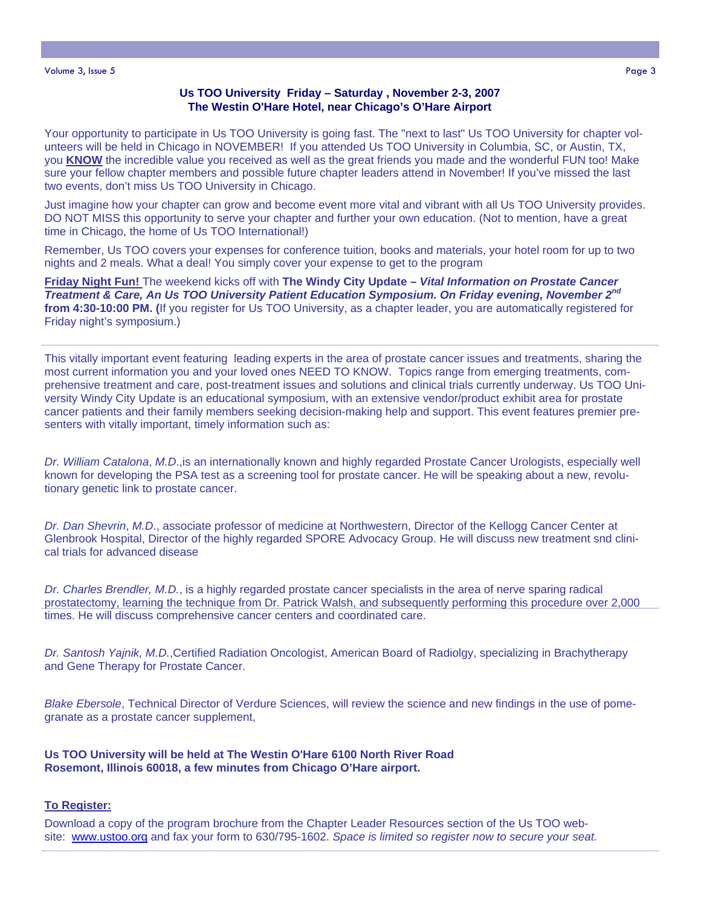**Us TOO University Friday – Saturday , November 2-3, 2007**
**The Westin O'Hare Hotel, near Chicago's O'Hare Airport**

Your opportunity to participate in Us TOO University is going fast. The "next to last" Us TOO University for chapter volunteers will be held in Chicago in NOVEMBER! If you attended Us TOO University in Columbia, SC, or Austin, TX, you **KNOW** the incredible value you received as well as the great friends you made and the wonderful FUN too! Make sure your fellow chapter members and possible future chapter leaders attend in November! If you've missed the last two events, don't miss Us TOO University in Chicago.

Just imagine how your chapter can grow and become event more vital and vibrant with all Us TOO University provides. DO NOT MISS this opportunity to serve your chapter and further your own education. (Not to mention, have a great time in Chicago, the home of Us TOO International!)

Remember, Us TOO covers your expenses for conference tuition, books and materials, your hotel room for up to two nights and 2 meals. What a deal! You simply cover your expense to get to the program

**Friday Night Fun!** The weekend kicks off with **The Windy City Update –** ***Vital Information on Prostate Cancer Treatment & Care, An Us TOO University Patient Education Symposium. On Friday evening, November 2nd*** **from 4:30-10:00 PM. (**If you register for Us TOO University, as a chapter leader, you are automatically registered for Friday night's symposium.)

This vitally important event featuring leading experts in the area of prostate cancer issues and treatments, sharing the most current information you and your loved ones NEED TO KNOW. Topics range from emerging treatments, comprehensive treatment and care, post-treatment issues and solutions and clinical trials currently underway. Us TOO University Windy City Update is an educational symposium, with an extensive vendor/product exhibit area for prostate cancer patients and their family members seeking decision-making help and support. This event features premier presenters with vitally important, timely information such as:

*Dr. William Catalona*, *M.D*.,is an internationally known and highly regarded Prostate Cancer Urologists, especially well known for developing the PSA test as a screening tool for prostate cancer. He will be speaking about a new, revolutionary genetic link to prostate cancer.

*Dr. Dan Shevrin*, *M.D*., associate professor of medicine at Northwestern, Director of the Kellogg Cancer Center at Glenbrook Hospital, Director of the highly regarded SPORE Advocacy Group. He will discuss new treatment snd clinical trials for advanced disease

*Dr. Charles Brendler, M.D.*, is a highly regarded prostate cancer specialists in the area of nerve sparing radical prostatectomy, learning the technique from Dr. Patrick Walsh, and subsequently performing this procedure over 2,000 times. He will discuss comprehensive cancer centers and coordinated care.

*Dr. Santosh Yajnik, M.D.*,Certified Radiation Oncologist, American Board of Radiolgy, specializing in Brachytherapy and Gene Therapy for Prostate Cancer.

*Blake Ebersole*, Technical Director of Verdure Sciences, will review the science and new findings in the use of pomegranate as a prostate cancer supplement,

**Us TOO University will be held at The Westin O'Hare 6100 North River Road Rosemont, Illinois 60018, a few minutes from Chicago O'Hare airport.**

**To Register:**

Download a copy of the program brochure from the Chapter Leader Resources section of the Us TOO website: www.ustoo.org and fax your form to 630/795-1602. *Space is limited so register now to secure your seat.*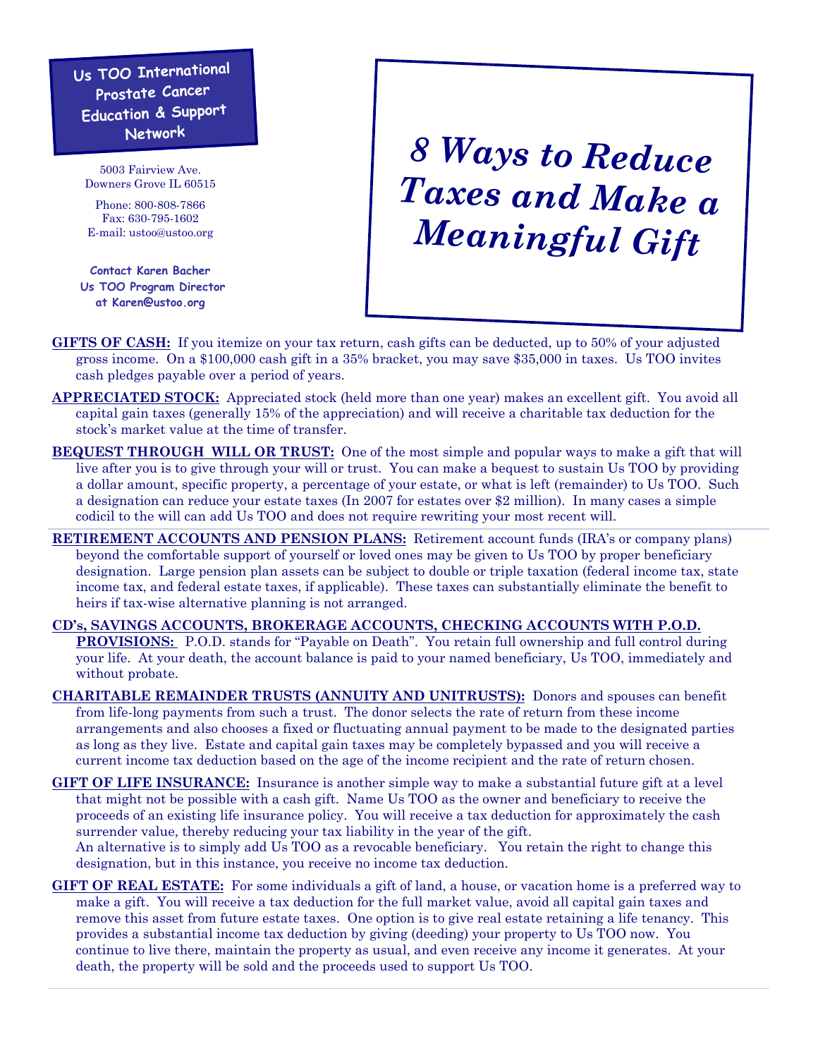**Us TOO International Prostate Cancer Education & Support Network**

5003 Fairview Ave.
Downers Grove IL 60515

Phone: 800-808-7866
Fax: 630-795-1602
E-mail: ustoo@ustoo.org

**Contact Karen Bacher**
**Us TOO Program Director**
**at Karen@ustoo.org**

# *8 Ways to Reduce Taxes and Make a Meaningful Gift*

**GIFTS OF CASH:** If you itemize on your tax return, cash gifts can be deducted, up to 50% of your adjusted gross income. On a $100,000 cash gift in a 35% bracket, you may save $35,000 in taxes. Us TOO invites cash pledges payable over a period of years.

**APPRECIATED STOCK:** Appreciated stock (held more than one year) makes an excellent gift. You avoid all capital gain taxes (generally 15% of the appreciation) and will receive a charitable tax deduction for the stock's market value at the time of transfer.

**BEQUEST THROUGH WILL OR TRUST:** One of the most simple and popular ways to make a gift that will live after you is to give through your will or trust. You can make a bequest to sustain Us TOO by providing a dollar amount, specific property, a percentage of your estate, or what is left (remainder) to Us TOO. Such a designation can reduce your estate taxes (In 2007 for estates over $2 million). In many cases a simple codicil to the will can add Us TOO and does not require rewriting your most recent will.

**RETIREMENT ACCOUNTS AND PENSION PLANS:** Retirement account funds (IRA's or company plans) beyond the comfortable support of yourself or loved ones may be given to Us TOO by proper beneficiary designation. Large pension plan assets can be subject to double or triple taxation (federal income tax, state income tax, and federal estate taxes, if applicable). These taxes can substantially eliminate the benefit to heirs if tax-wise alternative planning is not arranged.

**CD's, SAVINGS ACCOUNTS, BROKERAGE ACCOUNTS, CHECKING ACCOUNTS WITH P.O.D. PROVISIONS:** P.O.D. stands for "Payable on Death". You retain full ownership and full control during your life. At your death, the account balance is paid to your named beneficiary, Us TOO, immediately and without probate.

**CHARITABLE REMAINDER TRUSTS (ANNUITY AND UNITRUSTS):** Donors and spouses can benefit from life-long payments from such a trust. The donor selects the rate of return from these income arrangements and also chooses a fixed or fluctuating annual payment to be made to the designated parties as long as they live. Estate and capital gain taxes may be completely bypassed and you will receive a current income tax deduction based on the age of the income recipient and the rate of return chosen.

**GIFT OF LIFE INSURANCE:** Insurance is another simple way to make a substantial future gift at a level that might not be possible with a cash gift. Name Us TOO as the owner and beneficiary to receive the proceeds of an existing life insurance policy. You will receive a tax deduction for approximately the cash surrender value, thereby reducing your tax liability in the year of the gift.
An alternative is to simply add Us TOO as a revocable beneficiary. You retain the right to change this designation, but in this instance, you receive no income tax deduction.

**GIFT OF REAL ESTATE:** For some individuals a gift of land, a house, or vacation home is a preferred way to make a gift. You will receive a tax deduction for the full market value, avoid all capital gain taxes and remove this asset from future estate taxes. One option is to give real estate retaining a life tenancy. This provides a substantial income tax deduction by giving (deeding) your property to Us TOO now. You continue to live there, maintain the property as usual, and even receive any income it generates. At your death, the property will be sold and the proceeds used to support Us TOO.